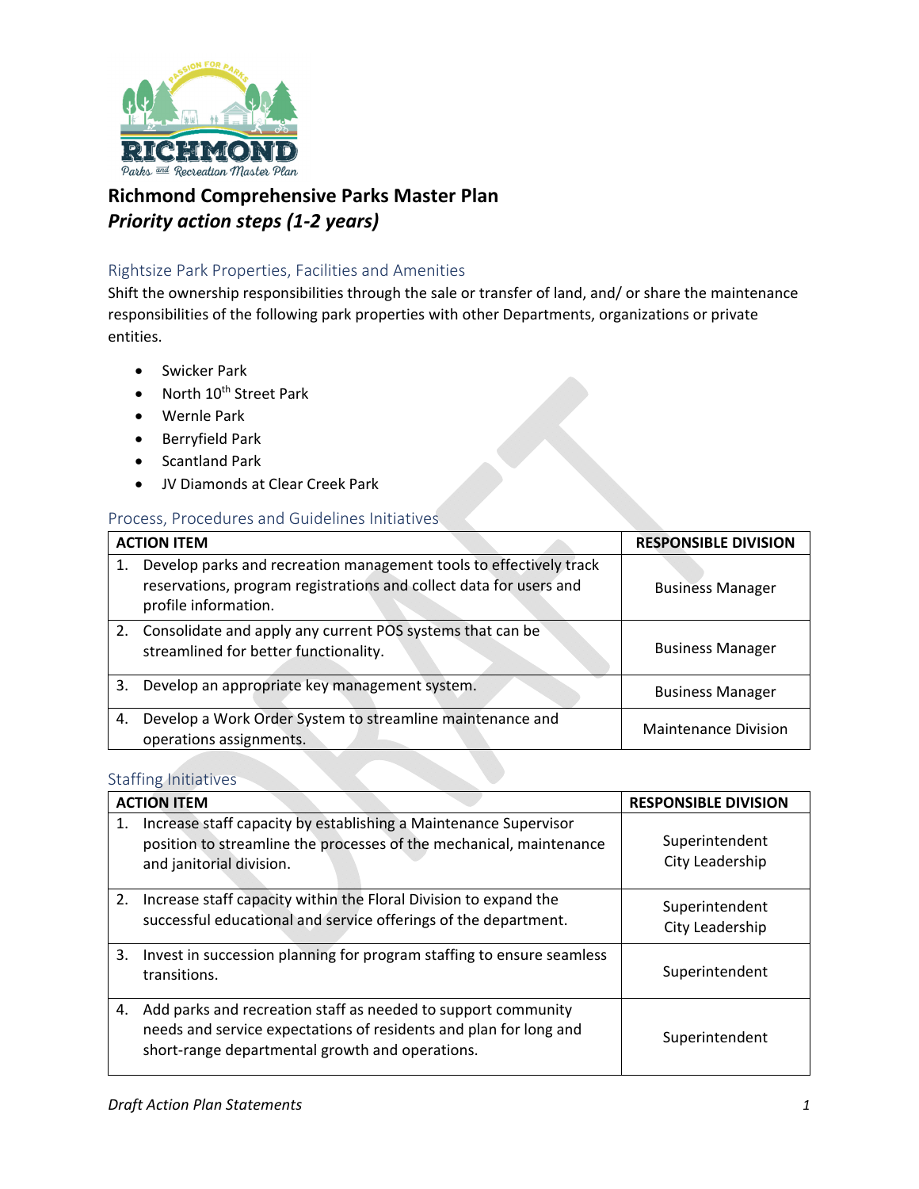# Richmond Comprehensive Parks Master Plan

## *Priority action steps (1-2 years)*

### Rightsize Park Properties, Facilities and Amenities

Shift the ownership responsibilities through the sale or transfer of land, and/ or share the maintenance responsibilities of the following park properties with other Departments, organizations or private entities.

- Swicker Park
- North 10th Street Park
- Wernle Park
- Berryfield Park
- Scantland Park
- JV Diamonds at Clear Creek Park

### Process, Procedures and Guidelines Initiatives

| ACTION ITEM | RESPONSIBLE DIVISION |
|---|---|
| 1. Develop parks and recreation management tools to effectively track reservations, program registrations and collect data for users and profile information. | Business Manager |
| 2. Consolidate and apply any current POS systems that can be streamlined for better functionality. | Business Manager |
| 3. Develop an appropriate key management system. | Business Manager |
| 4. Develop a Work Order System to streamline maintenance and operations assignments. | Maintenance Division |

### Staffing Initiatives

| ACTION ITEM | RESPONSIBLE DIVISION |
|---|---|
| 1. Increase staff capacity by establishing a Maintenance Supervisor position to streamline the processes of the mechanical, maintenance and janitorial division. | Superintendent City Leadership |
| 2. Increase staff capacity within the Floral Division to expand the successful educational and service offerings of the department. | Superintendent City Leadership |
| 3. Invest in succession planning for program staffing to ensure seamless transitions. | Superintendent |
| 4. Add parks and recreation staff as needed to support community needs and service expectations of residents and plan for long and short-range departmental growth and operations. | Superintendent |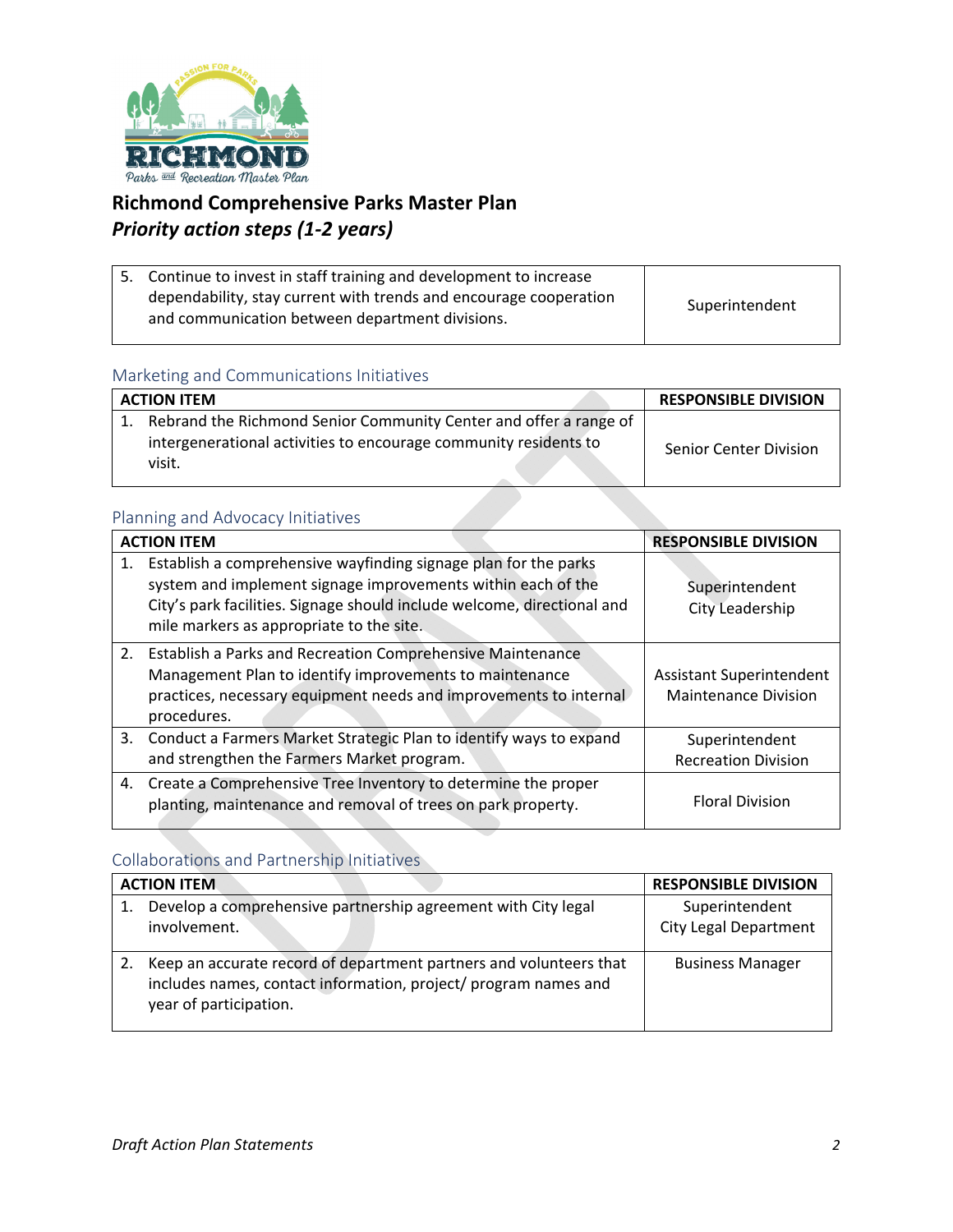# Richmond Comprehensive Parks Master Plan
## *Priority action steps (1-2 years)*

| | |
|---|---|
| 5. Continue to invest in staff training and development to increase dependability, stay current with trends and encourage cooperation and communication between department divisions. | Superintendent |

### Marketing and Communications Initiatives

| ACTION ITEM | RESPONSIBLE DIVISION |
|---|---|
| 1. Rebrand the Richmond Senior Community Center and offer a range of intergenerational activities to encourage community residents to visit. | Senior Center Division |

### Planning and Advocacy Initiatives

| ACTION ITEM | RESPONSIBLE DIVISION |
|---|---|
| 1. Establish a comprehensive wayfinding signage plan for the parks system and implement signage improvements within each of the City's park facilities. Signage should include welcome, directional and mile markers as appropriate to the site. | Superintendent<br>City Leadership |
| 2. Establish a Parks and Recreation Comprehensive Maintenance Management Plan to identify improvements to maintenance practices, necessary equipment needs and improvements to internal procedures. | Assistant Superintendent<br>Maintenance Division |
| 3. Conduct a Farmers Market Strategic Plan to identify ways to expand and strengthen the Farmers Market program. | Superintendent<br>Recreation Division |
| 4. Create a Comprehensive Tree Inventory to determine the proper planting, maintenance and removal of trees on park property. | Floral Division |

### Collaborations and Partnership Initiatives

| ACTION ITEM | RESPONSIBLE DIVISION |
|---|---|
| 1. Develop a comprehensive partnership agreement with City legal involvement. | Superintendent<br>City Legal Department |
| 2. Keep an accurate record of department partners and volunteers that includes names, contact information, project/ program names and year of participation. | Business Manager |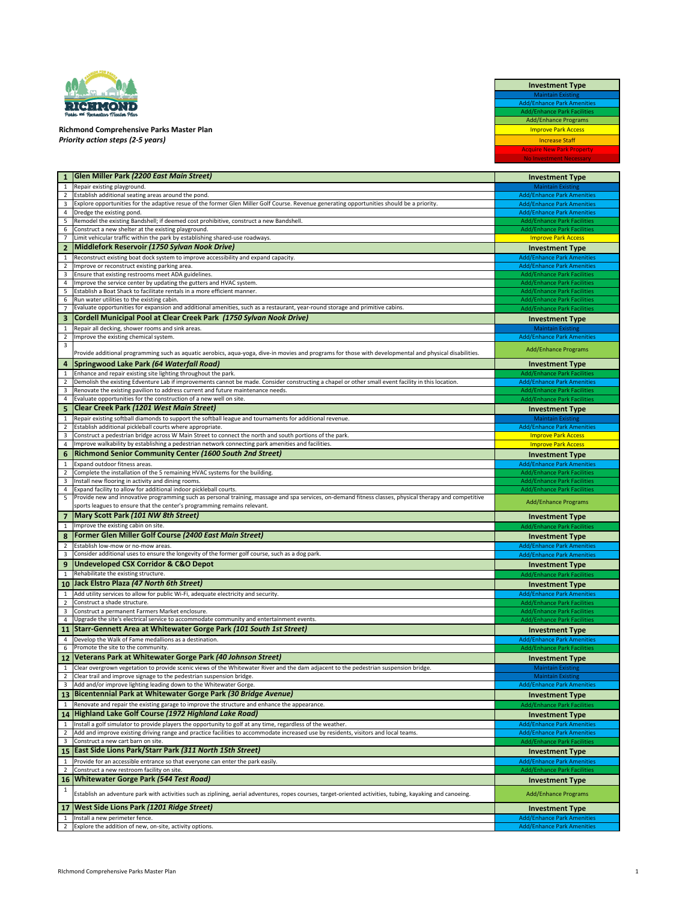**Richmond Comprehensive Parks Master Plan**
***Priority action steps (2-5 years)***

| Investment Type |
|---|
| Maintain Existing |
| Add/Enhance Park Amenities |
| Add/Enhance Park Facilities |
| Add/Enhance Programs |
| Improve Park Access |
| Increase Staff |
| Acquire New Park Property |
| No Investment Necessary |

| | | |
|---|---|---|
| **1** | ***Glen Miller Park (2200 East Main Street)*** | **Investment Type** |
| 1 | Repair existing playground. | Maintain Existing |
| 2 | Establish additional seating areas around the pond. | Add/Enhance Park Amenities |
| 3 | Explore opportunities for the adaptive resue of the former Glen Miller Golf Course. Revenue generating opportunities should be a priority. | Add/Enhance Park Amenities |
| 4 | Dredge the existing pond. | Add/Enhance Park Amenities |
| 5 | Remodel the existing Bandshell; if deemed cost prohibitive, construct a new Bandshell. | Add/Enhance Park Facilities |
| 6 | Construct a new shelter at the existing playground. | Add/Enhance Park Facilities |
| 7 | Limit vehicular traffic within the park by establishing shared-use roadways. | Improve Park Access |
| **2** | ***Middlefork Reservoir (1750 Sylvan Nook Drive)*** | **Investment Type** |
| 1 | Reconstruct existing boat dock system to improve accessibility and expand capacity. | Add/Enhance Park Amenities |
| 2 | Improve or reconstruct existing parking area. | Add/Enhance Park Amenities |
| 3 | Ensure that existing restrooms meet ADA guidelines. | Add/Enhance Park Facilities |
| 4 | Improve the service center by updating the gutters and HVAC system. | Add/Enhance Park Facilities |
| 5 | Establish a Boat Shack to facilitate rentals in a more efficient manner. | Add/Enhance Park Facilities |
| 6 | Run water utilities to the existing cabin. | Add/Enhance Park Facilities |
| 7 | Evaluate opportunities for expansion and additional amenities, such as a restaurant, year-round storage and primitive cabins. | Add/Enhance Park Facilities |
| **3** | ***Cordell Municipal Pool at Clear Creek Park (1750 Sylvan Nook Drive)*** | **Investment Type** |
| 1 | Repair all decking, shower rooms and sink areas. | Maintain Existing |
| 2 | Improve the existing chemical system. | Add/Enhance Park Amenities |
| 3 | Provide additional programming such as aquatic aerobics, aqua-yoga, dive-in movies and programs for those with developmental and physical disabilities. | Add/Enhance Programs |
| **4** | ***Springwood Lake Park (64 Waterfall Road)*** | **Investment Type** |
| 1 | Enhance and repair existing site lighting throughout the park. | Add/Enhance Park Facilities |
| 2 | Demolish the existing Edventure Lab if improvements cannot be made. Consider constructing a chapel or other small event facility in this location. | Add/Enhance Park Amenities |
| 3 | Renovate the existing pavilion to address current and future maintenance needs. | Add/Enhance Park Facilities |
| 4 | Evaluate opportunities for the construction of a new well on site. | Add/Enhance Park Facilities |
| **5** | ***Clear Creek Park (1201 West Main Street)*** | **Investment Type** |
| 1 | Repair existing softball diamonds to support the softball league and tournaments for additional revenue. | Maintain Existing |
| 2 | Establish additional pickleball courts where appropriate. | Add/Enhance Park Amenities |
| 3 | Construct a pedestrian bridge across W Main Street to connect the north and south portions of the park. | Improve Park Access |
| 4 | Improve walkability by establishing a pedestrian network connecting park amenities and facilities. | Improve Park Access |
| **6** | ***Richmond Senior Community Center (1600 South 2nd Street)*** | **Investment Type** |
| 1 | Expand outdoor fitness areas. | Add/Enhance Park Amenities |
| 2 | Complete the installation of the 5 remaining HVAC systems for the building. | Add/Enhance Park Facilities |
| 3 | Install new flooring in activity and dining rooms. | Add/Enhance Park Facilities |
| 4 | Expand facility to allow for additional indoor pickleball courts. | Add/Enhance Park Facilities |
| 5 | Provide new and innovative programming such as personal training, massage and spa services, on-demand fitness classes, physical therapy and competitive sports leagues to ensure that the center's programming remains relevant. | Add/Enhance Programs |
| **7** | ***Mary Scott Park (101 NW 8th Street)*** | **Investment Type** |
| 1 | Improve the existing cabin on site. | Add/Enhance Park Facilities |
| **8** | ***Former Glen Miller Golf Course (2400 East Main Street)*** | **Investment Type** |
| 2 | Establish low-mow or no-mow areas. | Add/Enhance Park Amenities |
| 3 | Consider additional uses to ensure the longevity of the former golf course, such as a dog park. | Add/Enhance Park Amenities |
| **9** | ***Undeveloped CSX Corridor & C&O Depot*** | **Investment Type** |
| 1 | Rehabilitate the existing structure. | Add/Enhance Park Facilities |
| **10** | ***Jack Elstro Plaza (47 North 6th Street)*** | **Investment Type** |
| 1 | Add utility services to allow for public Wi-Fi, adequate electricity and security. | Add/Enhance Park Amenities |
| 2 | Construct a shade structure. | Add/Enhance Park Facilities |
| 3 | Construct a permanent Farmers Market enclosure. | Add/Enhance Park Facilities |
| 4 | Upgrade the site's electrical service to accommodate community and entertainment events. | Add/Enhance Park Facilities |
| **11** | ***Starr-Gennett Area at Whitewater Gorge Park (101 South 1st Street)*** | **Investment Type** |
| 4 | Develop the Walk of Fame medallions as a destination. | Add/Enhance Park Amenities |
| 6 | Promote the site to the community. | Add/Enhance Park Facilities |
| **12** | ***Veterans Park at Whitewater Gorge Park (40 Johnson Street)*** | **Investment Type** |
| 1 | Clear overgrown vegetation to provide scenic views of the Whitewater River and the dam adjacent to the pedestrian suspension bridge. | Maintain Existing |
| 2 | Clear trail and improve signage to the pedestrian suspension bridge. | Maintain Existing |
| 3 | Add and/or improve lighting leading down to the Whitewater Gorge. | Add/Enhance Park Amenities |
| **13** | ***Bicentennial Park at Whitewater Gorge Park (30 Bridge Avenue)*** | **Investment Type** |
| 1 | Renovate and repair the existing garage to improve the structure and enhance the appearance. | Add/Enhance Park Facilities |
| **14** | ***Highland Lake Golf Course (1972 Highland Lake Road)*** | **Investment Type** |
| 1 | Install a golf simulator to provide players the opportunity to golf at any time, regardless of the weather. | Add/Enhance Park Amenities |
| 2 | Add and improve existing driving range and practice facilities to accommodate increased use by residents, visitors and local teams. | Add/Enhance Park Amenities |
| 3 | Construct a new cart barn on site. | Add/Enhance Park Facilities |
| **15** | ***East Side Lions Park/Starr Park (311 North 15th Street)*** | **Investment Type** |
| 1 | Provide for an accessible entrance so that everyone can enter the park easily. | Add/Enhance Park Amenities |
| 2 | Construct a new restroom facility on site. | Add/Enhance Park Facilities |
| **16** | ***Whitewater Gorge Park (544 Test Road)*** | **Investment Type** |
| 1 | Establish an adventure park with activities such as ziplining, aerial adventures, ropes courses, target-oriented activities, tubing, kayaking and canoeing. | Add/Enhance Programs |
| **17** | ***West Side Lions Park (1201 Ridge Street)*** | **Investment Type** |
| 1 | Install a new perimeter fence. | Add/Enhance Park Amenities |
| 2 | Explore the addition of new, on-site, activity options. | Add/Enhance Park Amenities |